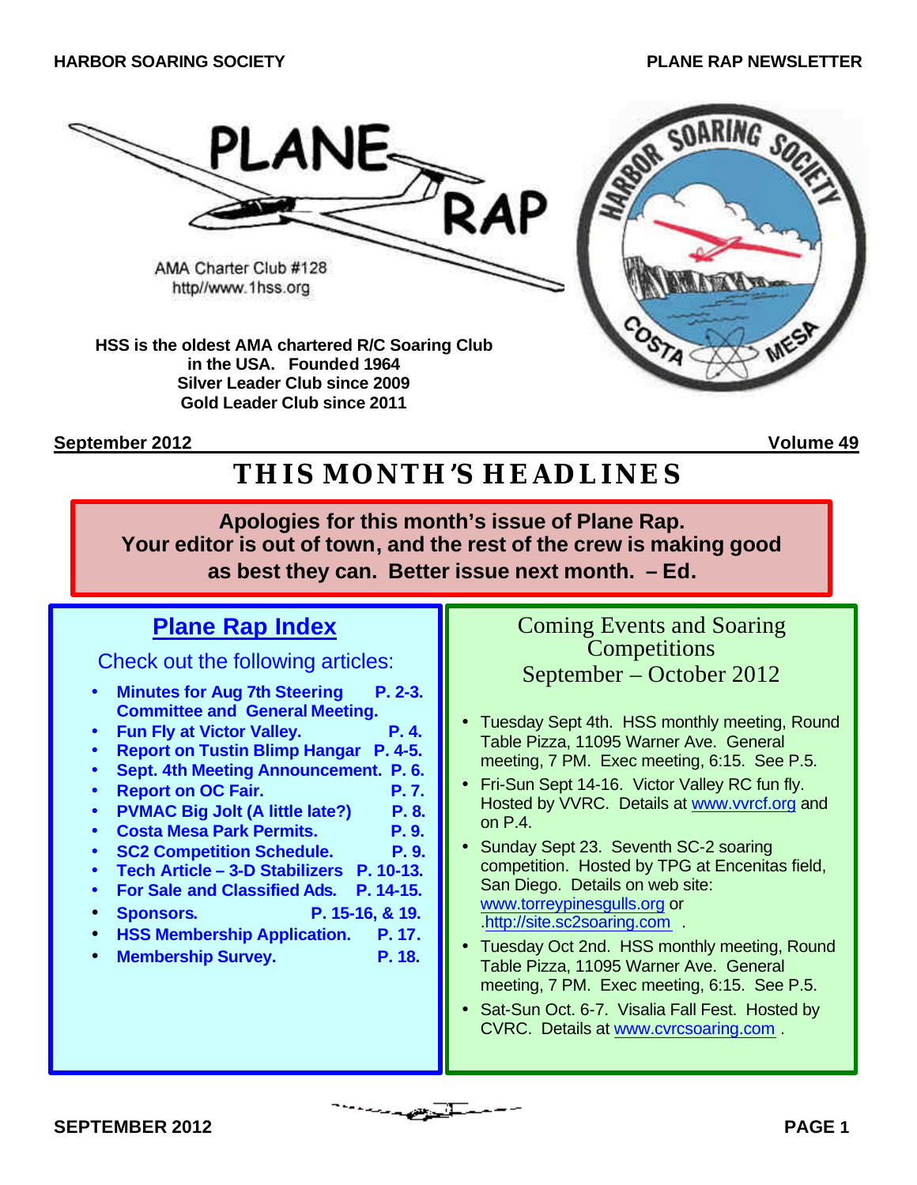# PLANE RAP

AMA Charter Club #128
http//www.1hss.org

**HSS is the oldest AMA chartered R/C Soaring Club in the USA. Founded 1964**
**Silver Leader Club since 2009**
**Gold Leader Club since 2011**

**September 2012** **Volume 49**

## THIS MONTH'S HEADLINES

**Apologies for this month's issue of Plane Rap.**
**Your editor is out of town, and the rest of the crew is making good as best they can. Better issue next month. – Ed.**

### Plane Rap Index

Check out the following articles:

- **Minutes for Aug 7th Steering Committee and General Meeting. P. 2-3.**
- **Fun Fly at Victor Valley. P. 4.**
- **Report on Tustin Blimp Hangar P. 4-5.**
- **Sept. 4th Meeting Announcement. P. 6.**
- **Report on OC Fair. P. 7.**
- **PVMAC Big Jolt (A little late?) P. 8.**
- **Costa Mesa Park Permits. P. 9.**
- **SC2 Competition Schedule. P. 9.**
- **Tech Article – 3-D Stabilizers P. 10-13.**
- **For Sale and Classified Ads. P. 14-15.**
- **Sponsors. P. 15-16, & 19.**
- **HSS Membership Application. P. 17.**
- **Membership Survey. P. 18.**

### Coming Events and Soaring Competitions September – October 2012

- Tuesday Sept 4th. HSS monthly meeting, Round Table Pizza, 11095 Warner Ave. General meeting, 7 PM. Exec meeting, 6:15. See P.5.
- Fri-Sun Sept 14-16. Victor Valley RC fun fly. Hosted by VVRC. Details at www.vvrcf.org and on P.4.
- Sunday Sept 23. Seventh SC-2 soaring competition. Hosted by TPG at Encenitas field, San Diego. Details on web site: www.torreypinesgulls.org or .http://site.sc2soaring.com .
- Tuesday Oct 2nd. HSS monthly meeting, Round Table Pizza, 11095 Warner Ave. General meeting, 7 PM. Exec meeting, 6:15. See P.5.
- Sat-Sun Oct. 6-7. Visalia Fall Fest. Hosted by CVRC. Details at www.cvrcsoaring.com .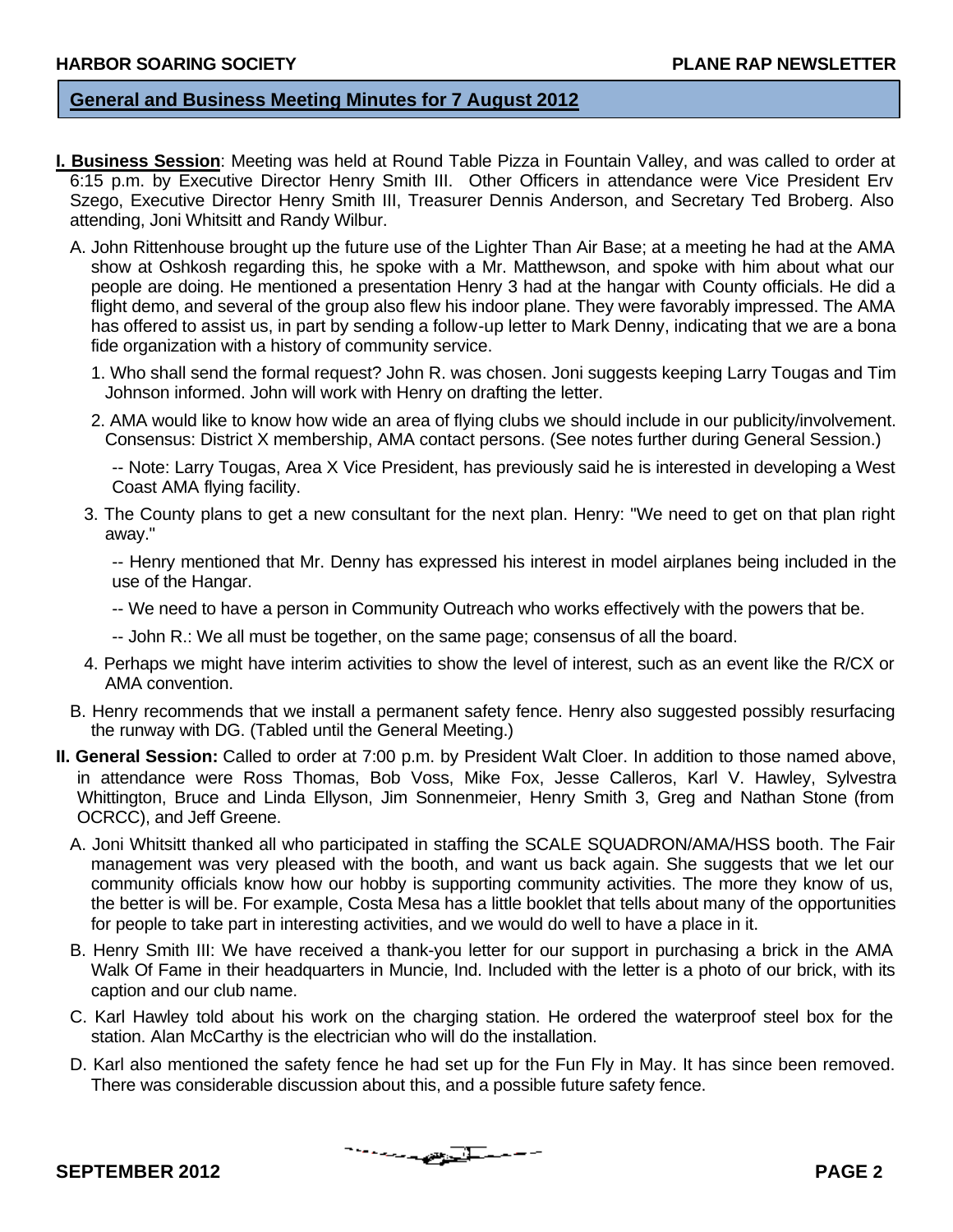## General and Business Meeting Minutes for 7 August 2012

**I. Business Session**: Meeting was held at Round Table Pizza in Fountain Valley, and was called to order at 6:15 p.m. by Executive Director Henry Smith III. Other Officers in attendance were Vice President Erv Szego, Executive Director Henry Smith III, Treasurer Dennis Anderson, and Secretary Ted Broberg. Also attending, Joni Whitsitt and Randy Wilbur.

A. John Rittenhouse brought up the future use of the Lighter Than Air Base; at a meeting he had at the AMA show at Oshkosh regarding this, he spoke with a Mr. Matthewson, and spoke with him about what our people are doing. He mentioned a presentation Henry 3 had at the hangar with County officials. He did a flight demo, and several of the group also flew his indoor plane. They were favorably impressed. The AMA has offered to assist us, in part by sending a follow-up letter to Mark Denny, indicating that we are a bona fide organization with a history of community service.

1. Who shall send the formal request? John R. was chosen. Joni suggests keeping Larry Tougas and Tim Johnson informed. John will work with Henry on drafting the letter.

2. AMA would like to know how wide an area of flying clubs we should include in our publicity/involvement. Consensus: District X membership, AMA contact persons. (See notes further during General Session.)

   -- Note: Larry Tougas, Area X Vice President, has previously said he is interested in developing a West Coast AMA flying facility.

3. The County plans to get a new consultant for the next plan. Henry: "We need to get on that plan right away."

   -- Henry mentioned that Mr. Denny has expressed his interest in model airplanes being included in the use of the Hangar.

   -- We need to have a person in Community Outreach who works effectively with the powers that be.

   -- John R.: We all must be together, on the same page; consensus of all the board.

4. Perhaps we might have interim activities to show the level of interest, such as an event like the R/CX or AMA convention.

B. Henry recommends that we install a permanent safety fence. Henry also suggested possibly resurfacing the runway with DG. (Tabled until the General Meeting.)

**II. General Session:** Called to order at 7:00 p.m. by President Walt Cloer. In addition to those named above, in attendance were Ross Thomas, Bob Voss, Mike Fox, Jesse Calleros, Karl V. Hawley, Sylvestra Whittington, Bruce and Linda Ellyson, Jim Sonnenmeier, Henry Smith 3, Greg and Nathan Stone (from OCRCC), and Jeff Greene.

A. Joni Whitsitt thanked all who participated in staffing the SCALE SQUADRON/AMA/HSS booth. The Fair management was very pleased with the booth, and want us back again. She suggests that we let our community officials know how our hobby is supporting community activities. The more they know of us, the better is will be. For example, Costa Mesa has a little booklet that tells about many of the opportunities for people to take part in interesting activities, and we would do well to have a place in it.

B. Henry Smith III: We have received a thank-you letter for our support in purchasing a brick in the AMA Walk Of Fame in their headquarters in Muncie, Ind. Included with the letter is a photo of our brick, with its caption and our club name.

C. Karl Hawley told about his work on the charging station. He ordered the waterproof steel box for the station. Alan McCarthy is the electrician who will do the installation.

D. Karl also mentioned the safety fence he had set up for the Fun Fly in May. It has since been removed. There was considerable discussion about this, and a possible future safety fence.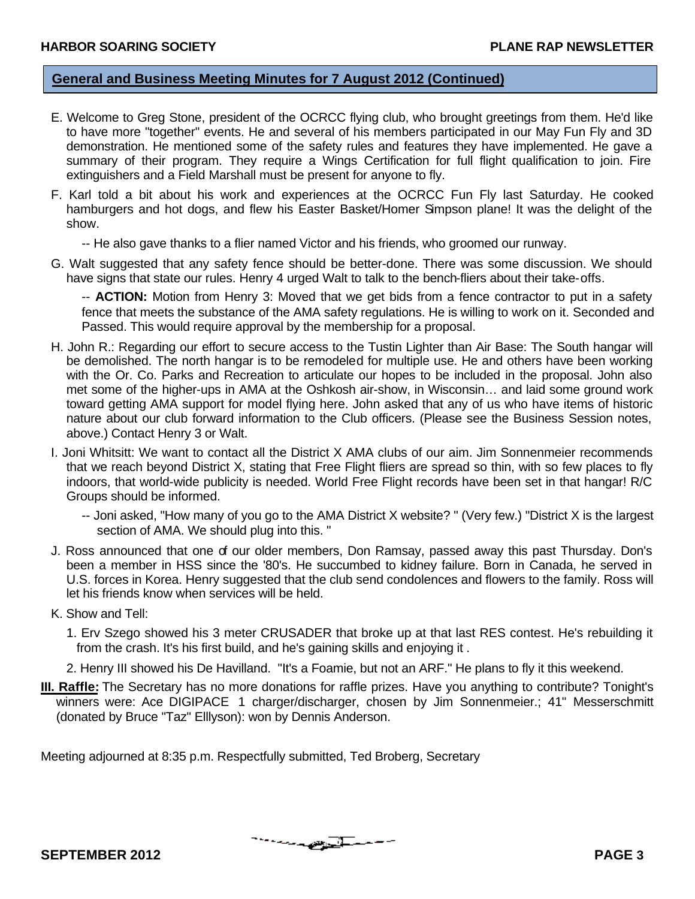## General and Business Meeting Minutes for 7 August 2012 (Continued)

E. Welcome to Greg Stone, president of the OCRCC flying club, who brought greetings from them. He'd like to have more "together" events. He and several of his members participated in our May Fun Fly and 3D demonstration. He mentioned some of the safety rules and features they have implemented. He gave a summary of their program. They require a Wings Certification for full flight qualification to join. Fire extinguishers and a Field Marshall must be present for anyone to fly.

F. Karl told a bit about his work and experiences at the OCRCC Fun Fly last Saturday. He cooked hamburgers and hot dogs, and flew his Easter Basket/Homer Simpson plane! It was the delight of the show.

-- He also gave thanks to a flier named Victor and his friends, who groomed our runway.

G. Walt suggested that any safety fence should be better-done. There was some discussion. We should have signs that state our rules. Henry 4 urged Walt to talk to the bench-fliers about their take-offs.

-- **ACTION:** Motion from Henry 3: Moved that we get bids from a fence contractor to put in a safety fence that meets the substance of the AMA safety regulations. He is willing to work on it. Seconded and Passed. This would require approval by the membership for a proposal.

H. John R.: Regarding our effort to secure access to the Tustin Lighter than Air Base: The South hangar will be demolished. The north hangar is to be remodeled for multiple use. He and others have been working with the Or. Co. Parks and Recreation to articulate our hopes to be included in the proposal. John also met some of the higher-ups in AMA at the Oshkosh air-show, in Wisconsin… and laid some ground work toward getting AMA support for model flying here. John asked that any of us who have items of historic nature about our club forward information to the Club officers. (Please see the Business Session notes, above.) Contact Henry 3 or Walt.

I. Joni Whitsitt: We want to contact all the District X AMA clubs of our aim. Jim Sonnenmeier recommends that we reach beyond District X, stating that Free Flight fliers are spread so thin, with so few places to fly indoors, that world-wide publicity is needed. World Free Flight records have been set in that hangar! R/C Groups should be informed.

-- Joni asked, "How many of you go to the AMA District X website? " (Very few.) "District X is the largest section of AMA. We should plug into this. "

J. Ross announced that one of our older members, Don Ramsay, passed away this past Thursday. Don's been a member in HSS since the '80's. He succumbed to kidney failure. Born in Canada, he served in U.S. forces in Korea. Henry suggested that the club send condolences and flowers to the family. Ross will let his friends know when services will be held.

K. Show and Tell:

1. Erv Szego showed his 3 meter CRUSADER that broke up at that last RES contest. He's rebuilding it from the crash. It's his first build, and he's gaining skills and enjoying it .

2. Henry III showed his De Havilland. "It's a Foamie, but not an ARF." He plans to fly it this weekend.

**III. Raffle:** The Secretary has no more donations for raffle prizes. Have you anything to contribute? Tonight's winners were: Ace DIGIPACE 1 charger/discharger, chosen by Jim Sonnenmeier.; 41" Messerschmitt (donated by Bruce "Taz" Elllyson): won by Dennis Anderson.

Meeting adjourned at 8:35 p.m. Respectfully submitted, Ted Broberg, Secretary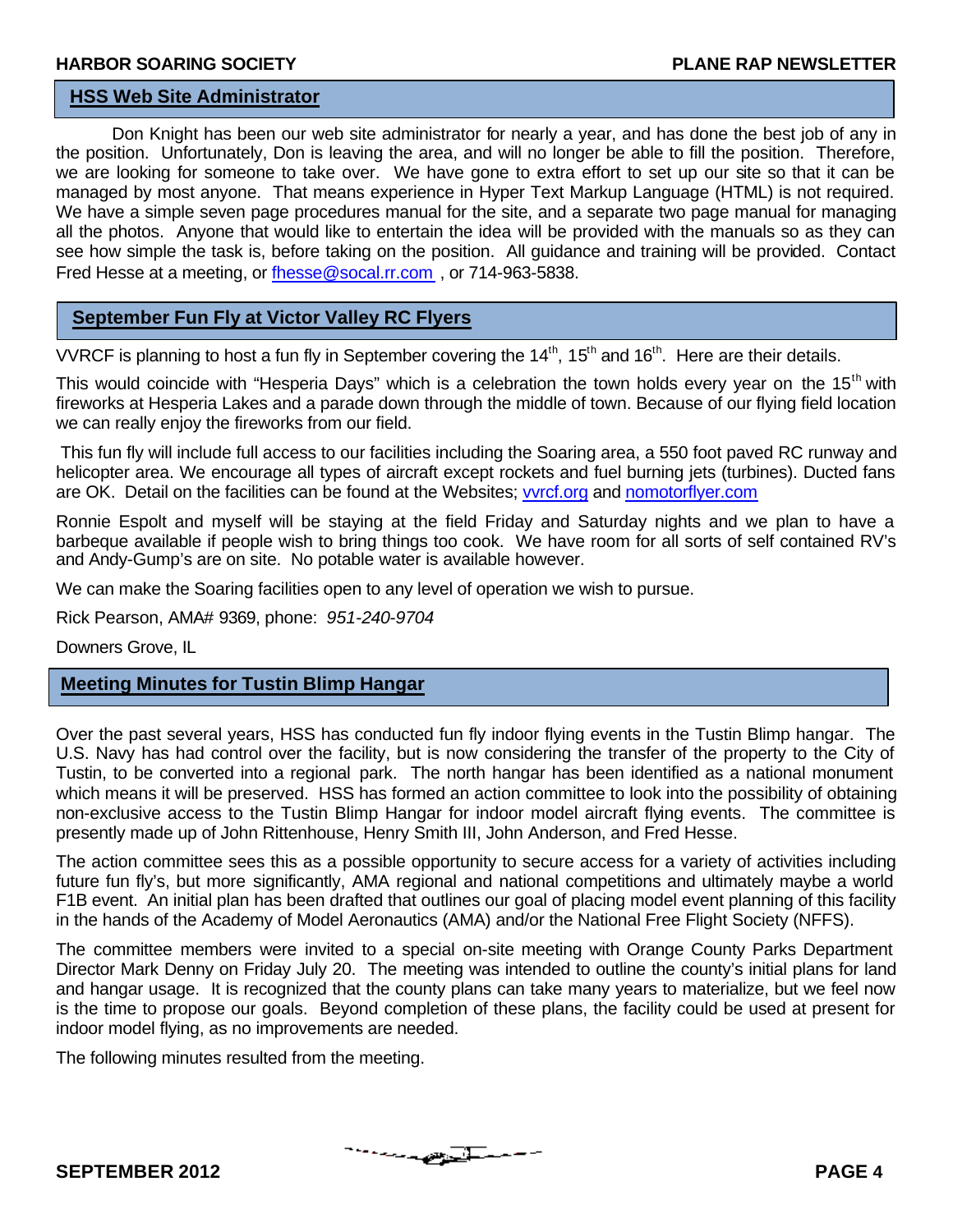## HSS Web Site Administrator

Don Knight has been our web site administrator for nearly a year, and has done the best job of any in the position. Unfortunately, Don is leaving the area, and will no longer be able to fill the position. Therefore, we are looking for someone to take over. We have gone to extra effort to set up our site so that it can be managed by most anyone. That means experience in Hyper Text Markup Language (HTML) is not required. We have a simple seven page procedures manual for the site, and a separate two page manual for managing all the photos. Anyone that would like to entertain the idea will be provided with the manuals so as they can see how simple the task is, before taking on the position. All guidance and training will be provided. Contact Fred Hesse at a meeting, or fhesse@socal.rr.com , or 714-963-5838.

## September Fun Fly at Victor Valley RC Flyers

VVRCF is planning to host a fun fly in September covering the 14th, 15th and 16th. Here are their details.

This would coincide with "Hesperia Days" which is a celebration the town holds every year on the 15th with fireworks at Hesperia Lakes and a parade down through the middle of town. Because of our flying field location we can really enjoy the fireworks from our field.

This fun fly will include full access to our facilities including the Soaring area, a 550 foot paved RC runway and helicopter area. We encourage all types of aircraft except rockets and fuel burning jets (turbines). Ducted fans are OK. Detail on the facilities can be found at the Websites; vvrcf.org and nomotorflyer.com

Ronnie Espolt and myself will be staying at the field Friday and Saturday nights and we plan to have a barbeque available if people wish to bring things too cook. We have room for all sorts of self contained RV's and Andy-Gump's are on site. No potable water is available however.

We can make the Soaring facilities open to any level of operation we wish to pursue.

Rick Pearson, AMA# 9369, phone: *951-240-9704*

Downers Grove, IL

## Meeting Minutes for Tustin Blimp Hangar

Over the past several years, HSS has conducted fun fly indoor flying events in the Tustin Blimp hangar. The U.S. Navy has had control over the facility, but is now considering the transfer of the property to the City of Tustin, to be converted into a regional park. The north hangar has been identified as a national monument which means it will be preserved. HSS has formed an action committee to look into the possibility of obtaining non-exclusive access to the Tustin Blimp Hangar for indoor model aircraft flying events. The committee is presently made up of John Rittenhouse, Henry Smith III, John Anderson, and Fred Hesse.

The action committee sees this as a possible opportunity to secure access for a variety of activities including future fun fly's, but more significantly, AMA regional and national competitions and ultimately maybe a world F1B event. An initial plan has been drafted that outlines our goal of placing model event planning of this facility in the hands of the Academy of Model Aeronautics (AMA) and/or the National Free Flight Society (NFFS).

The committee members were invited to a special on-site meeting with Orange County Parks Department Director Mark Denny on Friday July 20. The meeting was intended to outline the county's initial plans for land and hangar usage. It is recognized that the county plans can take many years to materialize, but we feel now is the time to propose our goals. Beyond completion of these plans, the facility could be used at present for indoor model flying, as no improvements are needed.

The following minutes resulted from the meeting.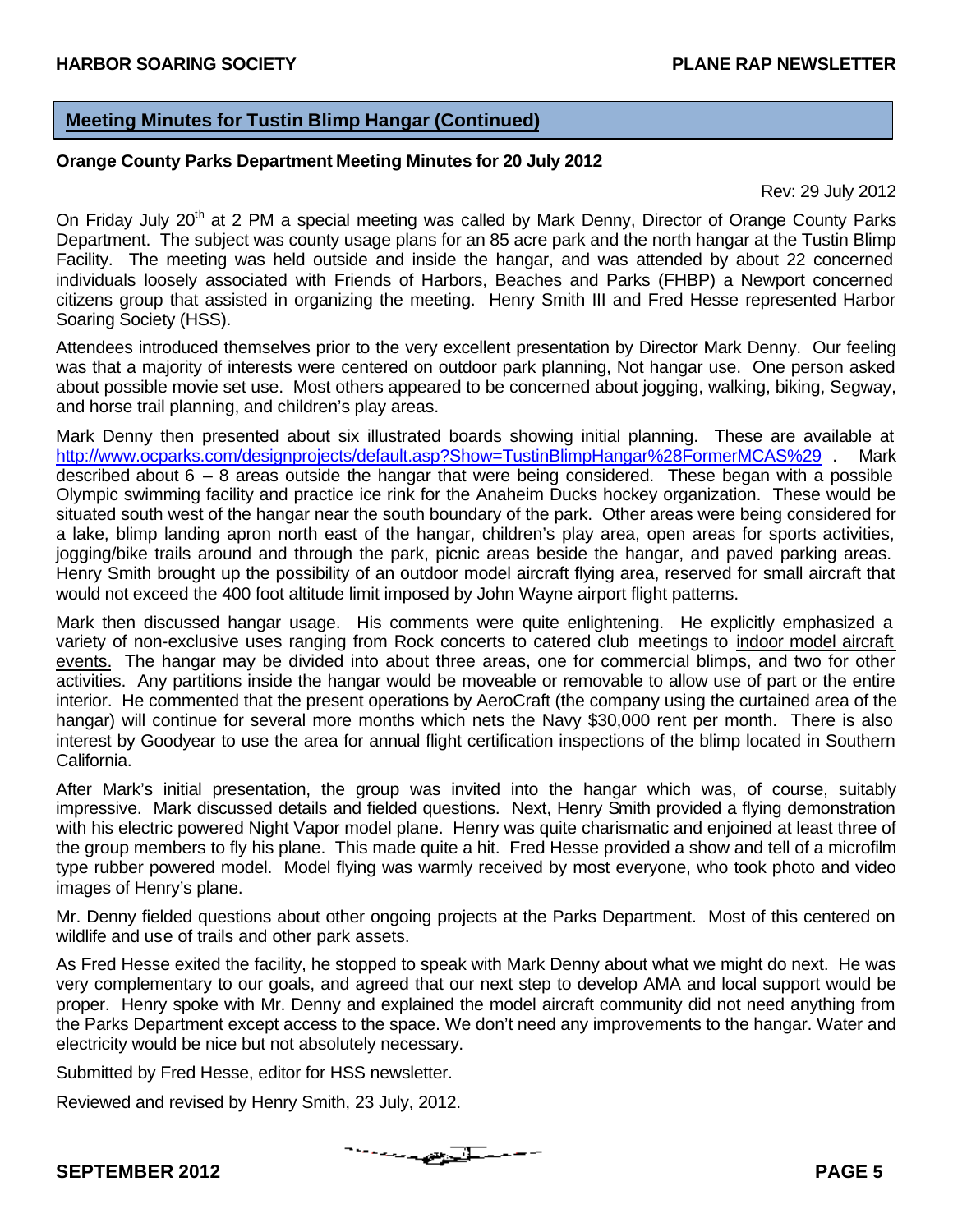## Meeting Minutes for Tustin Blimp Hangar (Continued)

**Orange County Parks Department Meeting Minutes for 20 July 2012**

Rev: 29 July 2012

On Friday July 20th at 2 PM a special meeting was called by Mark Denny, Director of Orange County Parks Department. The subject was county usage plans for an 85 acre park and the north hangar at the Tustin Blimp Facility. The meeting was held outside and inside the hangar, and was attended by about 22 concerned individuals loosely associated with Friends of Harbors, Beaches and Parks (FHBP) a Newport concerned citizens group that assisted in organizing the meeting. Henry Smith III and Fred Hesse represented Harbor Soaring Society (HSS).

Attendees introduced themselves prior to the very excellent presentation by Director Mark Denny. Our feeling was that a majority of interests were centered on outdoor park planning, Not hangar use. One person asked about possible movie set use. Most others appeared to be concerned about jogging, walking, biking, Segway, and horse trail planning, and children's play areas.

Mark Denny then presented about six illustrated boards showing initial planning. These are available at http://www.ocparks.com/designprojects/default.asp?Show=TustinBlimpHangar%28FormerMCAS%29 . Mark described about 6 – 8 areas outside the hangar that were being considered. These began with a possible Olympic swimming facility and practice ice rink for the Anaheim Ducks hockey organization. These would be situated south west of the hangar near the south boundary of the park. Other areas were being considered for a lake, blimp landing apron north east of the hangar, children's play area, open areas for sports activities, jogging/bike trails around and through the park, picnic areas beside the hangar, and paved parking areas. Henry Smith brought up the possibility of an outdoor model aircraft flying area, reserved for small aircraft that would not exceed the 400 foot altitude limit imposed by John Wayne airport flight patterns.

Mark then discussed hangar usage. His comments were quite enlightening. He explicitly emphasized a variety of non-exclusive uses ranging from Rock concerts to catered club meetings to <u>indoor model aircraft events.</u> The hangar may be divided into about three areas, one for commercial blimps, and two for other activities. Any partitions inside the hangar would be moveable or removable to allow use of part or the entire interior. He commented that the present operations by AeroCraft (the company using the curtained area of the hangar) will continue for several more months which nets the Navy $30,000 rent per month. There is also interest by Goodyear to use the area for annual flight certification inspections of the blimp located in Southern California.

After Mark's initial presentation, the group was invited into the hangar which was, of course, suitably impressive. Mark discussed details and fielded questions. Next, Henry Smith provided a flying demonstration with his electric powered Night Vapor model plane. Henry was quite charismatic and enjoined at least three of the group members to fly his plane. This made quite a hit. Fred Hesse provided a show and tell of a microfilm type rubber powered model. Model flying was warmly received by most everyone, who took photo and video images of Henry's plane.

Mr. Denny fielded questions about other ongoing projects at the Parks Department. Most of this centered on wildlife and use of trails and other park assets.

As Fred Hesse exited the facility, he stopped to speak with Mark Denny about what we might do next. He was very complementary to our goals, and agreed that our next step to develop AMA and local support would be proper. Henry spoke with Mr. Denny and explained the model aircraft community did not need anything from the Parks Department except access to the space. We don't need any improvements to the hangar. Water and electricity would be nice but not absolutely necessary.

Submitted by Fred Hesse, editor for HSS newsletter.

Reviewed and revised by Henry Smith, 23 July, 2012.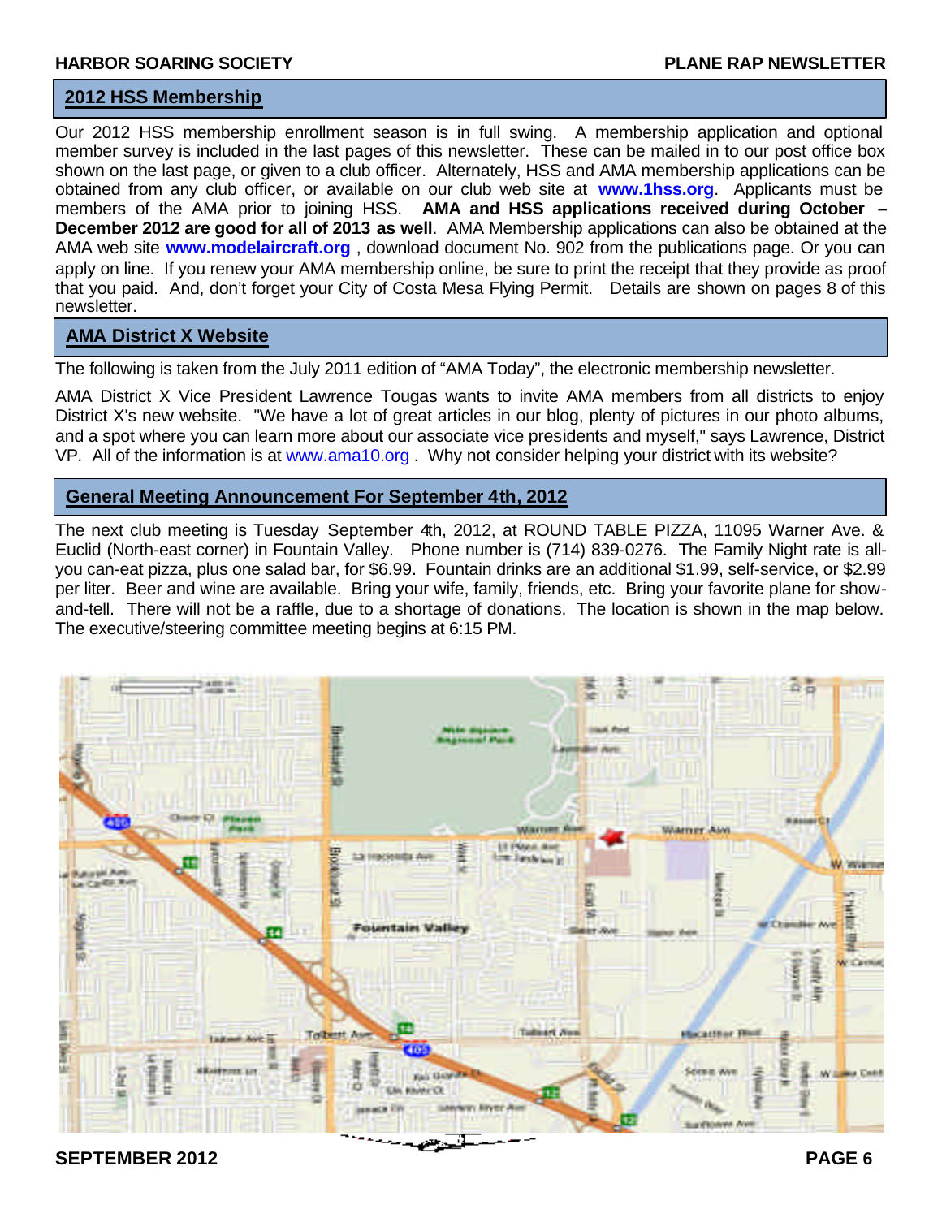## 2012 HSS Membership

Our 2012 HSS membership enrollment season is in full swing. A membership application and optional member survey is included in the last pages of this newsletter. These can be mailed in to our post office box shown on the last page, or given to a club officer. Alternately, HSS and AMA membership applications can be obtained from any club officer, or available on our club web site at **www.1hss.org**. Applicants must be members of the AMA prior to joining HSS. **AMA and HSS applications received during October – December 2012 are good for all of 2013 as well**. AMA Membership applications can also be obtained at the AMA web site **www.modelaircraft.org** , download document No. 902 from the publications page. Or you can apply on line. If you renew your AMA membership online, be sure to print the receipt that they provide as proof that you paid. And, don't forget your City of Costa Mesa Flying Permit. Details are shown on pages 8 of this newsletter.

## AMA District X Website

The following is taken from the July 2011 edition of "AMA Today", the electronic membership newsletter.

AMA District X Vice President Lawrence Tougas wants to invite AMA members from all districts to enjoy District X's new website. "We have a lot of great articles in our blog, plenty of pictures in our photo albums, and a spot where you can learn more about our associate vice presidents and myself," says Lawrence, District VP. All of the information is at www.ama10.org . Why not consider helping your district with its website?

## General Meeting Announcement For September 4th, 2012

The next club meeting is Tuesday September 4th, 2012, at ROUND TABLE PIZZA, 11095 Warner Ave. & Euclid (North-east corner) in Fountain Valley. Phone number is (714) 839-0276. The Family Night rate is all-you can-eat pizza, plus one salad bar, for $6.99. Fountain drinks are an additional $1.99, self-service, or $2.99 per liter. Beer and wine are available. Bring your wife, family, friends, etc. Bring your favorite plane for show-and-tell. There will not be a raffle, due to a shortage of donations. The location is shown in the map below. The executive/steering committee meeting begins at 6:15 PM.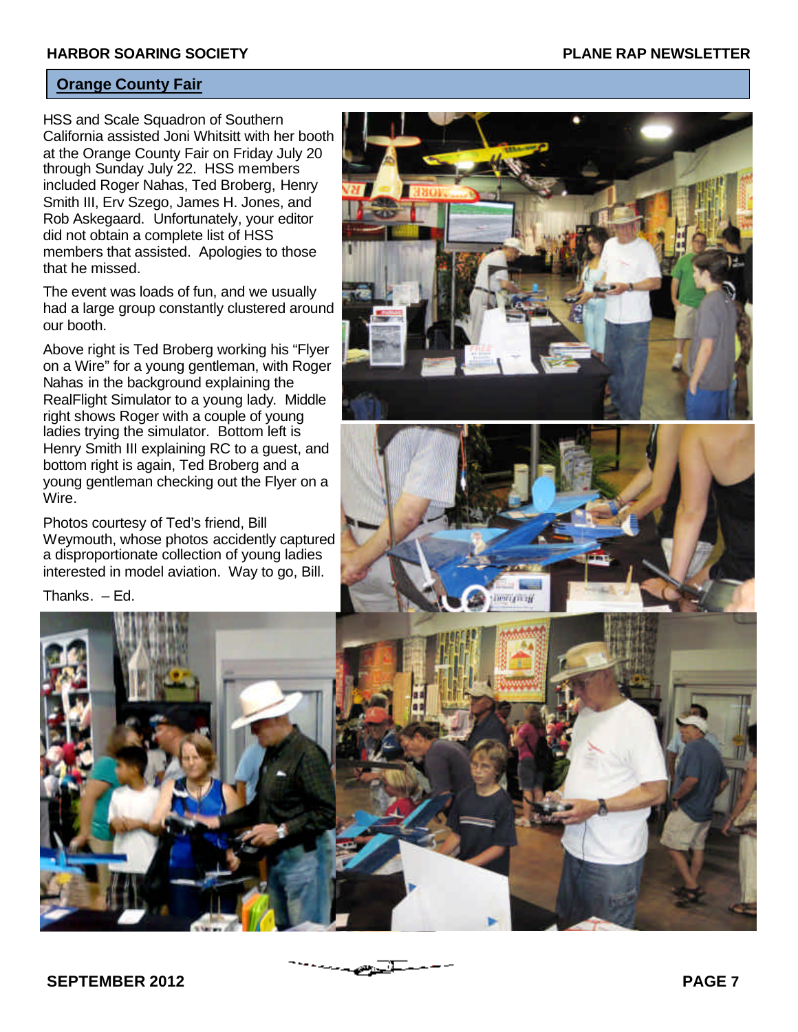## Orange County Fair

HSS and Scale Squadron of Southern California assisted Joni Whitsitt with her booth at the Orange County Fair on Friday July 20 through Sunday July 22. HSS members included Roger Nahas, Ted Broberg, Henry Smith III, Erv Szego, James H. Jones, and Rob Askegaard. Unfortunately, your editor did not obtain a complete list of HSS members that assisted. Apologies to those that he missed.

The event was loads of fun, and we usually had a large group constantly clustered around our booth.

Above right is Ted Broberg working his "Flyer on a Wire" for a young gentleman, with Roger Nahas in the background explaining the RealFlight Simulator to a young lady. Middle right shows Roger with a couple of young ladies trying the simulator. Bottom left is Henry Smith III explaining RC to a guest, and bottom right is again, Ted Broberg and a young gentleman checking out the Flyer on a Wire.

Photos courtesy of Ted's friend, Bill Weymouth, whose photos accidently captured a disproportionate collection of young ladies interested in model aviation. Way to go, Bill.

Thanks. – Ed.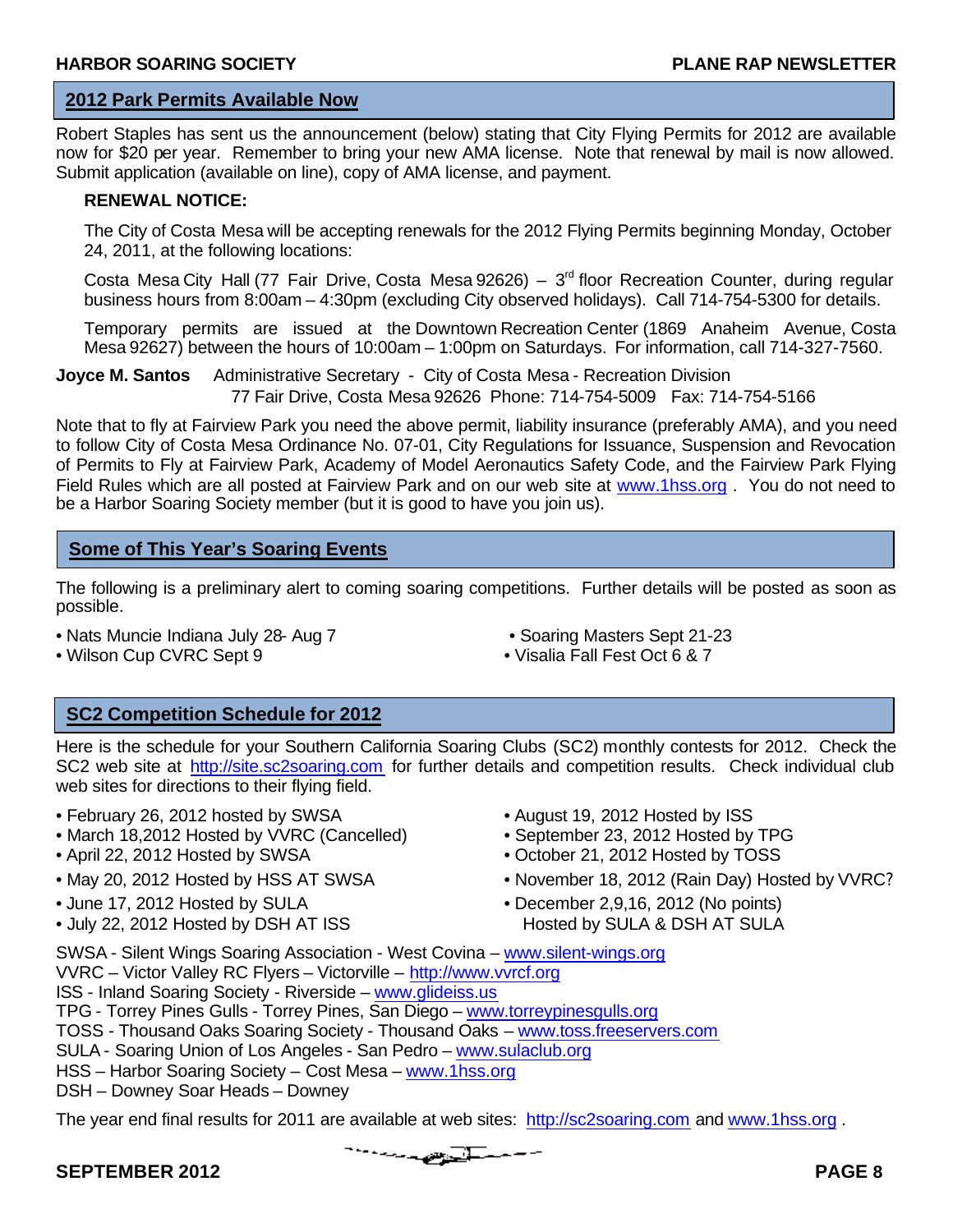## 2012 Park Permits Available Now

Robert Staples has sent us the announcement (below) stating that City Flying Permits for 2012 are available now for $20 per year. Remember to bring your new AMA license. Note that renewal by mail is now allowed. Submit application (available on line), copy of AMA license, and payment.

**RENEWAL NOTICE:**

The City of Costa Mesa will be accepting renewals for the 2012 Flying Permits beginning Monday, October 24, 2011, at the following locations:

Costa Mesa City Hall (77 Fair Drive, Costa Mesa 92626) – 3rd floor Recreation Counter, during regular business hours from 8:00am – 4:30pm (excluding City observed holidays). Call 714-754-5300 for details.

Temporary permits are issued at the Downtown Recreation Center (1869 Anaheim Avenue, Costa Mesa 92627) between the hours of 10:00am – 1:00pm on Saturdays. For information, call 714-327-7560.

**Joyce M. Santos** Administrative Secretary - City of Costa Mesa - Recreation Division
77 Fair Drive, Costa Mesa 92626 Phone: 714-754-5009 Fax: 714-754-5166

Note that to fly at Fairview Park you need the above permit, liability insurance (preferably AMA), and you need to follow City of Costa Mesa Ordinance No. 07-01, City Regulations for Issuance, Suspension and Revocation of Permits to Fly at Fairview Park, Academy of Model Aeronautics Safety Code, and the Fairview Park Flying Field Rules which are all posted at Fairview Park and on our web site at www.1hss.org . You do not need to be a Harbor Soaring Society member (but it is good to have you join us).

## Some of This Year's Soaring Events

The following is a preliminary alert to coming soaring competitions. Further details will be posted as soon as possible.

- Nats Muncie Indiana July 28- Aug 7
- Wilson Cup CVRC Sept 9
- Soaring Masters Sept 21-23
- Visalia Fall Fest Oct 6 & 7

## SC2 Competition Schedule for 2012

Here is the schedule for your Southern California Soaring Clubs (SC2) monthly contests for 2012. Check the SC2 web site at http://site.sc2soaring.com for further details and competition results. Check individual club web sites for directions to their flying field.

- February 26, 2012 hosted by SWSA
- March 18,2012 Hosted by VVRC (Cancelled)
- April 22, 2012 Hosted by SWSA
- May 20, 2012 Hosted by HSS AT SWSA
- June 17, 2012 Hosted by SULA
- July 22, 2012 Hosted by DSH AT ISS
- August 19, 2012 Hosted by ISS
- September 23, 2012 Hosted by TPG
- October 21, 2012 Hosted by TOSS
- November 18, 2012 (Rain Day) Hosted by VVRC?
- December 2,9,16, 2012 (No points) Hosted by SULA & DSH AT SULA

SWSA - Silent Wings Soaring Association - West Covina – www.silent-wings.org
VVRC – Victor Valley RC Flyers – Victorville – http://www.vvrcf.org
ISS - Inland Soaring Society - Riverside – www.glideiss.us
TPG - Torrey Pines Gulls - Torrey Pines, San Diego – www.torreypinesgulls.org
TOSS - Thousand Oaks Soaring Society - Thousand Oaks – www.toss.freeservers.com
SULA - Soaring Union of Los Angeles - San Pedro – www.sulaclub.org
HSS – Harbor Soaring Society – Cost Mesa – www.1hss.org
DSH – Downey Soar Heads – Downey

The year end final results for 2011 are available at web sites: http://sc2soaring.com and www.1hss.org .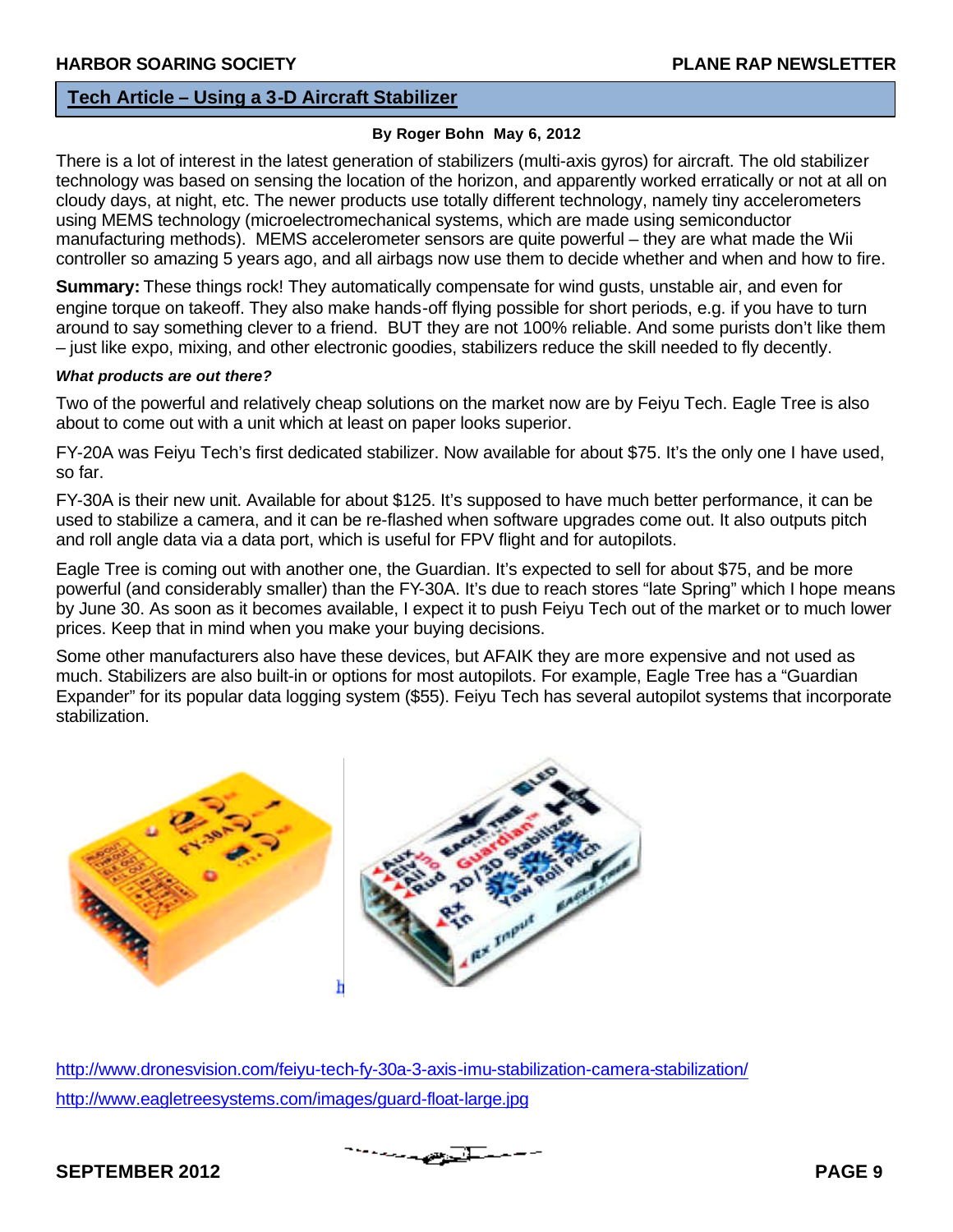## Tech Article – Using a 3-D Aircraft Stabilizer

**By Roger Bohn May 6, 2012**

There is a lot of interest in the latest generation of stabilizers (multi-axis gyros) for aircraft. The old stabilizer technology was based on sensing the location of the horizon, and apparently worked erratically or not at all on cloudy days, at night, etc. The newer products use totally different technology, namely tiny accelerometers using MEMS technology (microelectromechanical systems, which are made using semiconductor manufacturing methods). MEMS accelerometer sensors are quite powerful – they are what made the Wii controller so amazing 5 years ago, and all airbags now use them to decide whether and when and how to fire.

**Summary:** These things rock! They automatically compensate for wind gusts, unstable air, and even for engine torque on takeoff. They also make hands-off flying possible for short periods, e.g. if you have to turn around to say something clever to a friend. BUT they are not 100% reliable. And some purists don't like them – just like expo, mixing, and other electronic goodies, stabilizers reduce the skill needed to fly decently.

***What products are out there?***

Two of the powerful and relatively cheap solutions on the market now are by Feiyu Tech. Eagle Tree is also about to come out with a unit which at least on paper looks superior.

FY-20A was Feiyu Tech's first dedicated stabilizer. Now available for about $75. It's the only one I have used, so far.

FY-30A is their new unit. Available for about $125. It's supposed to have much better performance, it can be used to stabilize a camera, and it can be re-flashed when software upgrades come out. It also outputs pitch and roll angle data via a data port, which is useful for FPV flight and for autopilots.

Eagle Tree is coming out with another one, the Guardian. It's expected to sell for about $75, and be more powerful (and considerably smaller) than the FY-30A. It's due to reach stores "late Spring" which I hope means by June 30. As soon as it becomes available, I expect it to push Feiyu Tech out of the market or to much lower prices. Keep that in mind when you make your buying decisions.

Some other manufacturers also have these devices, but AFAIK they are more expensive and not used as much. Stabilizers are also built-in or options for most autopilots. For example, Eagle Tree has a "Guardian Expander" for its popular data logging system ($55). Feiyu Tech has several autopilot systems that incorporate stabilization.

http://www.dronesvision.com/feiyu-tech-fy-30a-3-axis-imu-stabilization-camera-stabilization/

http://www.eagletreesystems.com/images/guard-float-large.jpg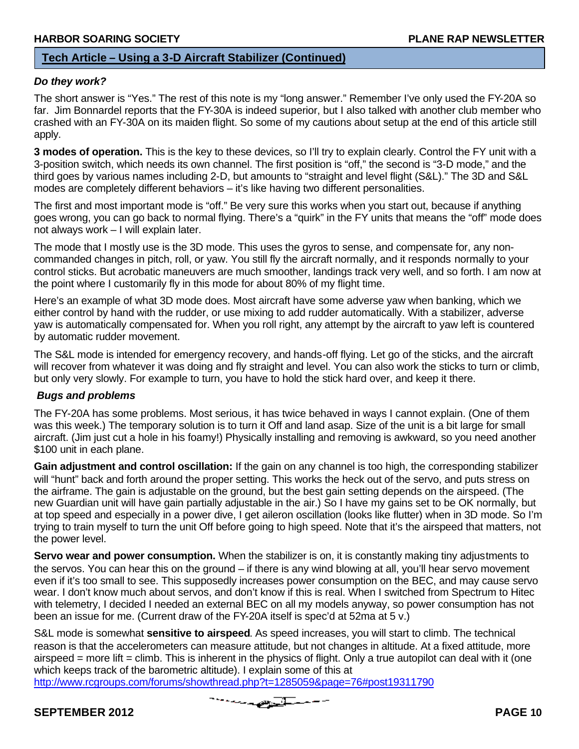## Tech Article – Using a 3-D Aircraft Stabilizer (Continued)

### *Do they work?*

The short answer is "Yes." The rest of this note is my "long answer." Remember I've only used the FY-20A so far. Jim Bonnardel reports that the FY-30A is indeed superior, but I also talked with another club member who crashed with an FY-30A on its maiden flight. So some of my cautions about setup at the end of this article still apply.

**3 modes of operation.** This is the key to these devices, so I'll try to explain clearly. Control the FY unit with a 3-position switch, which needs its own channel. The first position is "off," the second is "3-D mode," and the third goes by various names including 2-D, but amounts to "straight and level flight (S&L)." The 3D and S&L modes are completely different behaviors – it's like having two different personalities.

The first and most important mode is "off." Be very sure this works when you start out, because if anything goes wrong, you can go back to normal flying. There's a "quirk" in the FY units that means the "off" mode does not always work – I will explain later.

The mode that I mostly use is the 3D mode. This uses the gyros to sense, and compensate for, any non-commanded changes in pitch, roll, or yaw. You still fly the aircraft normally, and it responds normally to your control sticks. But acrobatic maneuvers are much smoother, landings track very well, and so forth. I am now at the point where I customarily fly in this mode for about 80% of my flight time.

Here's an example of what 3D mode does. Most aircraft have some adverse yaw when banking, which we either control by hand with the rudder, or use mixing to add rudder automatically. With a stabilizer, adverse yaw is automatically compensated for. When you roll right, any attempt by the aircraft to yaw left is countered by automatic rudder movement.

The S&L mode is intended for emergency recovery, and hands-off flying. Let go of the sticks, and the aircraft will recover from whatever it was doing and fly straight and level. You can also work the sticks to turn or climb, but only very slowly. For example to turn, you have to hold the stick hard over, and keep it there.

### *Bugs and problems*

The FY-20A has some problems. Most serious, it has twice behaved in ways I cannot explain. (One of them was this week.) The temporary solution is to turn it Off and land asap. Size of the unit is a bit large for small aircraft. (Jim just cut a hole in his foamy!) Physically installing and removing is awkward, so you need another $100 unit in each plane.

**Gain adjustment and control oscillation:** If the gain on any channel is too high, the corresponding stabilizer will "hunt" back and forth around the proper setting. This works the heck out of the servo, and puts stress on the airframe. The gain is adjustable on the ground, but the best gain setting depends on the airspeed. (The new Guardian unit will have gain partially adjustable in the air.) So I have my gains set to be OK normally, but at top speed and especially in a power dive, I get aileron oscillation (looks like flutter) when in 3D mode. So I'm trying to train myself to turn the unit Off before going to high speed. Note that it's the airspeed that matters, not the power level.

**Servo wear and power consumption.** When the stabilizer is on, it is constantly making tiny adjustments to the servos. You can hear this on the ground – if there is any wind blowing at all, you'll hear servo movement even if it's too small to see. This supposedly increases power consumption on the BEC, and may cause servo wear. I don't know much about servos, and don't know if this is real. When I switched from Spectrum to Hitec with telemetry, I decided I needed an external BEC on all my models anyway, so power consumption has not been an issue for me. (Current draw of the FY-20A itself is spec'd at 52ma at 5 v.)

S&L mode is somewhat **sensitive to airspeed**. As speed increases, you will start to climb. The technical reason is that the accelerometers can measure attitude, but not changes in altitude. At a fixed attitude, more airspeed = more lift = climb. This is inherent in the physics of flight. Only a true autopilot can deal with it (one which keeps track of the barometric altitude). I explain some of this at http://www.rcgroups.com/forums/showthread.php?t=1285059&page=76#post19311790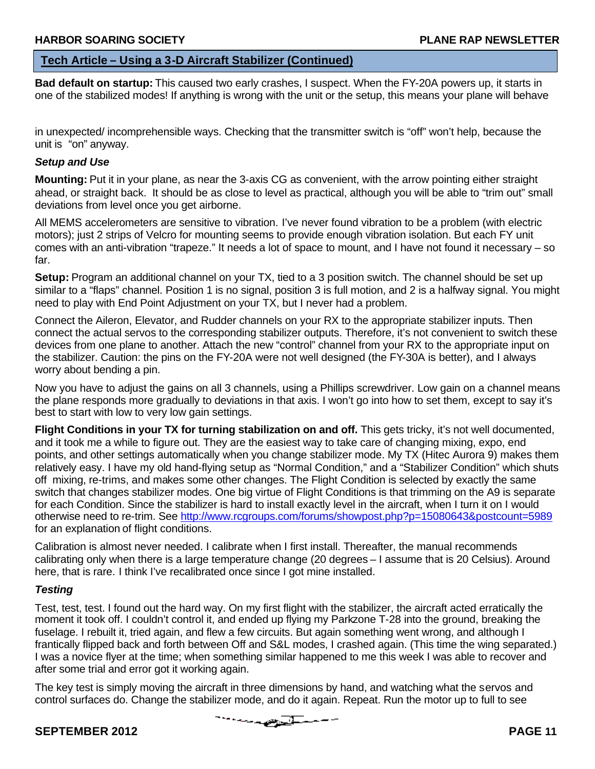## Tech Article – Using a 3-D Aircraft Stabilizer (Continued)

**Bad default on startup:** This caused two early crashes, I suspect. When the FY-20A powers up, it starts in one of the stabilized modes! If anything is wrong with the unit or the setup, this means your plane will behave in unexpected/ incomprehensible ways. Checking that the transmitter switch is "off" won't help, because the unit is "on" anyway.

### *Setup and Use*

**Mounting:** Put it in your plane, as near the 3-axis CG as convenient, with the arrow pointing either straight ahead, or straight back. It should be as close to level as practical, although you will be able to "trim out" small deviations from level once you get airborne.

All MEMS accelerometers are sensitive to vibration. I've never found vibration to be a problem (with electric motors); just 2 strips of Velcro for mounting seems to provide enough vibration isolation. But each FY unit comes with an anti-vibration "trapeze." It needs a lot of space to mount, and I have not found it necessary – so far.

**Setup:** Program an additional channel on your TX, tied to a 3 position switch. The channel should be set up similar to a "flaps" channel. Position 1 is no signal, position 3 is full motion, and 2 is a halfway signal. You might need to play with End Point Adjustment on your TX, but I never had a problem.

Connect the Aileron, Elevator, and Rudder channels on your RX to the appropriate stabilizer inputs. Then connect the actual servos to the corresponding stabilizer outputs. Therefore, it's not convenient to switch these devices from one plane to another. Attach the new "control" channel from your RX to the appropriate input on the stabilizer. Caution: the pins on the FY-20A were not well designed (the FY-30A is better), and I always worry about bending a pin.

Now you have to adjust the gains on all 3 channels, using a Phillips screwdriver. Low gain on a channel means the plane responds more gradually to deviations in that axis. I won't go into how to set them, except to say it's best to start with low to very low gain settings.

**Flight Conditions in your TX for turning stabilization on and off.** This gets tricky, it's not well documented, and it took me a while to figure out. They are the easiest way to take care of changing mixing, expo, end points, and other settings automatically when you change stabilizer mode. My TX (Hitec Aurora 9) makes them relatively easy. I have my old hand-flying setup as "Normal Condition," and a "Stabilizer Condition" which shuts off mixing, re-trims, and makes some other changes. The Flight Condition is selected by exactly the same switch that changes stabilizer modes. One big virtue of Flight Conditions is that trimming on the A9 is separate for each Condition. Since the stabilizer is hard to install exactly level in the aircraft, when I turn it on I would otherwise need to re-trim. See http://www.rcgroups.com/forums/showpost.php?p=15080643&postcount=5989 for an explanation of flight conditions.

Calibration is almost never needed. I calibrate when I first install. Thereafter, the manual recommends calibrating only when there is a large temperature change (20 degrees – I assume that is 20 Celsius). Around here, that is rare. I think I've recalibrated once since I got mine installed.

### *Testing*

Test, test, test. I found out the hard way. On my first flight with the stabilizer, the aircraft acted erratically the moment it took off. I couldn't control it, and ended up flying my Parkzone T-28 into the ground, breaking the fuselage. I rebuilt it, tried again, and flew a few circuits. But again something went wrong, and although I frantically flipped back and forth between Off and S&L modes, I crashed again. (This time the wing separated.) I was a novice flyer at the time; when something similar happened to me this week I was able to recover and after some trial and error got it working again.

The key test is simply moving the aircraft in three dimensions by hand, and watching what the servos and control surfaces do. Change the stabilizer mode, and do it again. Repeat. Run the motor up to full to see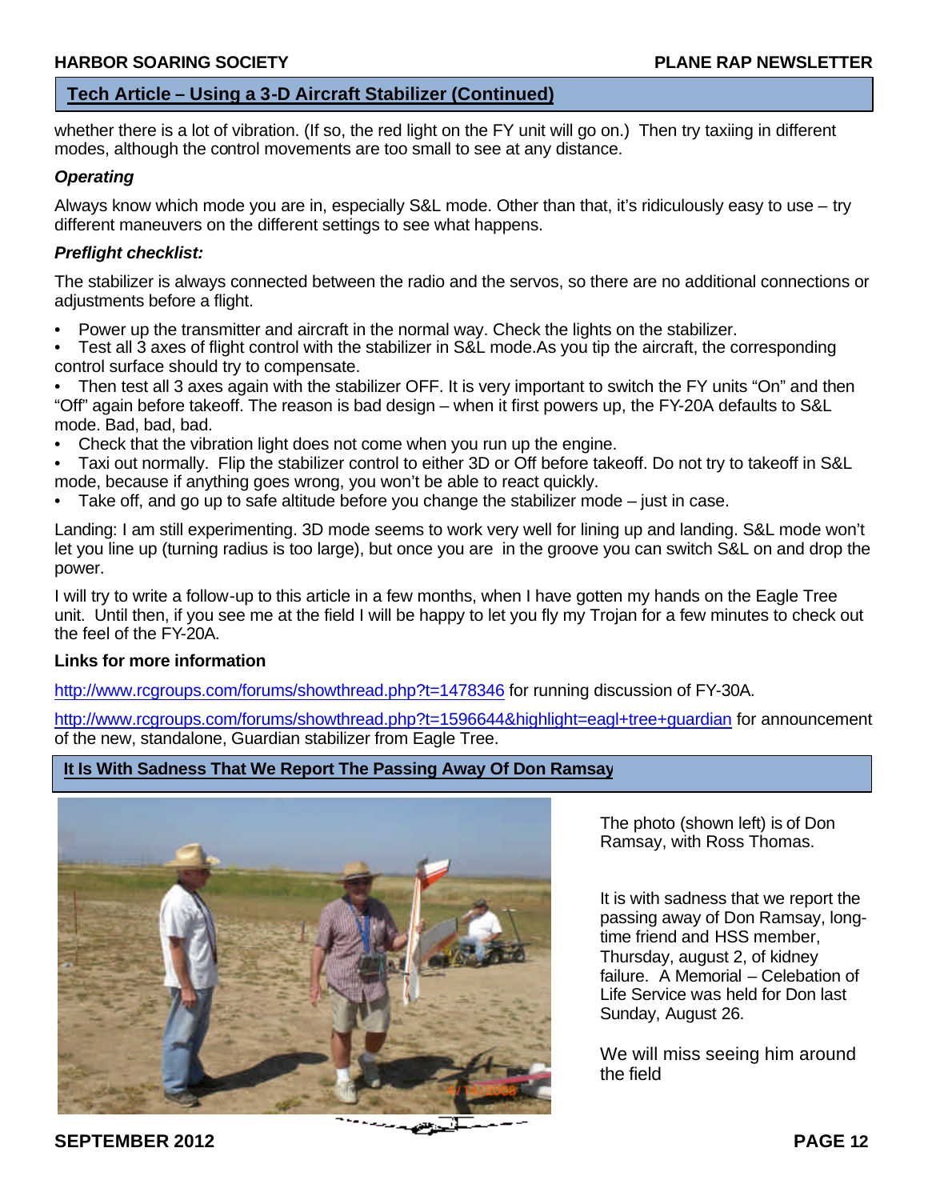## Tech Article – Using a 3-D Aircraft Stabilizer (Continued)

whether there is a lot of vibration. (If so, the red light on the FY unit will go on.) Then try taxiing in different modes, although the control movements are too small to see at any distance.

### *Operating*

Always know which mode you are in, especially S&L mode. Other than that, it's ridiculously easy to use – try different maneuvers on the different settings to see what happens.

### *Preflight checklist:*

The stabilizer is always connected between the radio and the servos, so there are no additional connections or adjustments before a flight.

- Power up the transmitter and aircraft in the normal way. Check the lights on the stabilizer.
- Test all 3 axes of flight control with the stabilizer in S&L mode.As you tip the aircraft, the corresponding control surface should try to compensate.
- Then test all 3 axes again with the stabilizer OFF. It is very important to switch the FY units "On" and then "Off" again before takeoff. The reason is bad design – when it first powers up, the FY-20A defaults to S&L mode. Bad, bad, bad.
- Check that the vibration light does not come when you run up the engine.
- Taxi out normally. Flip the stabilizer control to either 3D or Off before takeoff. Do not try to takeoff in S&L mode, because if anything goes wrong, you won't be able to react quickly.
- Take off, and go up to safe altitude before you change the stabilizer mode – just in case.

Landing: I am still experimenting. 3D mode seems to work very well for lining up and landing. S&L mode won't let you line up (turning radius is too large), but once you are in the groove you can switch S&L on and drop the power.

I will try to write a follow-up to this article in a few months, when I have gotten my hands on the Eagle Tree unit. Until then, if you see me at the field I will be happy to let you fly my Trojan for a few minutes to check out the feel of the FY-20A.

**Links for more information**

http://www.rcgroups.com/forums/showthread.php?t=1478346 for running discussion of FY-30A.

http://www.rcgroups.com/forums/showthread.php?t=1596644&highlight=eagl+tree+guardian for announcement of the new, standalone, Guardian stabilizer from Eagle Tree.

## It Is With Sadness That We Report The Passing Away Of Don Ramsay

The photo (shown left) is of Don Ramsay, with Ross Thomas.

It is with sadness that we report the passing away of Don Ramsay, long-time friend and HSS member, Thursday, august 2, of kidney failure. A Memorial – Celebation of Life Service was held for Don last Sunday, August 26.

We will miss seeing him around the field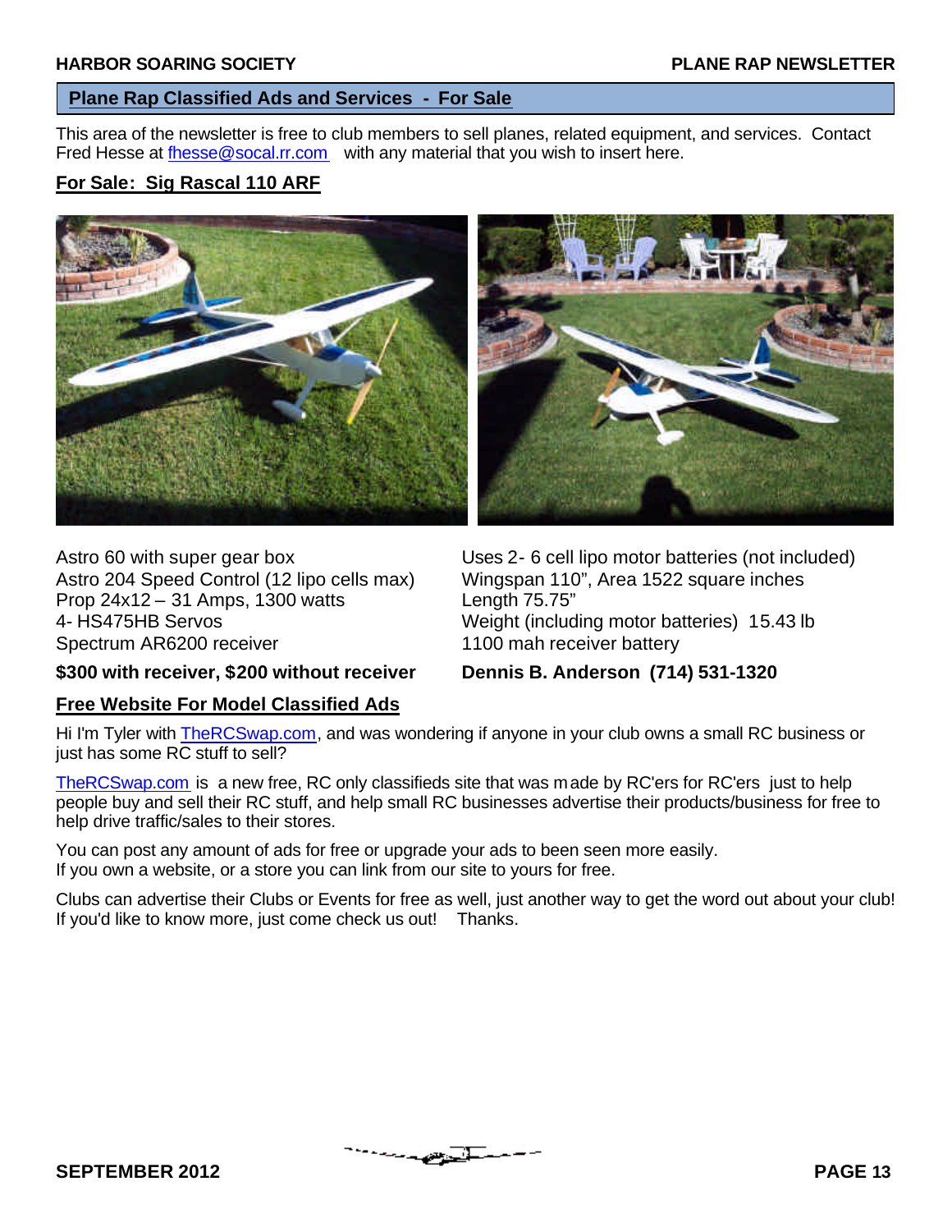## Plane Rap Classified Ads and Services - For Sale

This area of the newsletter is free to club members to sell planes, related equipment, and services. Contact Fred Hesse at fhesse@socal.rr.com with any material that you wish to insert here.

### For Sale: Sig Rascal 110 ARF

Astro 60 with super gear box
Astro 204 Speed Control (12 lipo cells max)
Prop 24x12 – 31 Amps, 1300 watts
4- HS475HB Servos
Spectrum AR6200 receiver

**$300 with receiver, $200 without receiver**

Uses 2- 6 cell lipo motor batteries (not included)
Wingspan 110", Area 1522 square inches
Length 75.75"
Weight (including motor batteries) 15.43 lb
1100 mah receiver battery

**Dennis B. Anderson (714) 531-1320**

### Free Website For Model Classified Ads

Hi I'm Tyler with TheRCSwap.com, and was wondering if anyone in your club owns a small RC business or just has some RC stuff to sell?

TheRCSwap.com is a new free, RC only classifieds site that was made by RC'ers for RC'ers just to help people buy and sell their RC stuff, and help small RC businesses advertise their products/business for free to help drive traffic/sales to their stores.

You can post any amount of ads for free or upgrade your ads to been seen more easily.
If you own a website, or a store you can link from our site to yours for free.

Clubs can advertise their Clubs or Events for free as well, just another way to get the word out about your club! If you'd like to know more, just come check us out! Thanks.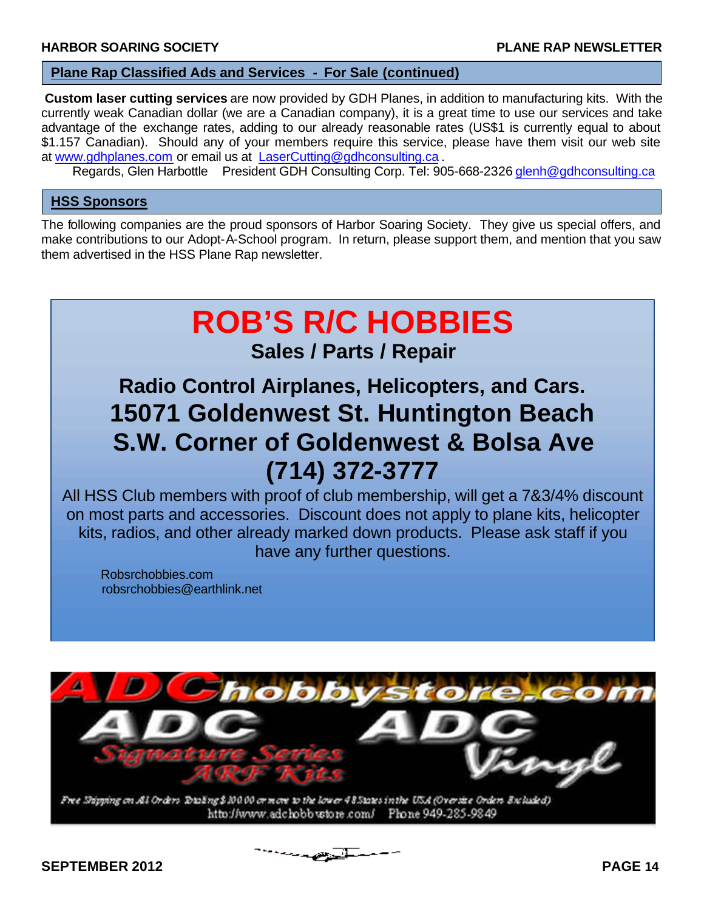## Plane Rap Classified Ads and Services - For Sale (continued)

**Custom laser cutting services** are now provided by GDH Planes, in addition to manufacturing kits. With the currently weak Canadian dollar (we are a Canadian company), it is a great time to use our services and take advantage of the exchange rates, adding to our already reasonable rates (US$1 is currently equal to about $1.157 Canadian). Should any of your members require this service, please have them visit our web site at www.gdhplanes.com or email us at LaserCutting@gdhconsulting.ca .

Regards, Glen Harbottle President GDH Consulting Corp. Tel: 905-668-2326 glenh@gdhconsulting.ca

## HSS Sponsors

The following companies are the proud sponsors of Harbor Soaring Society. They give us special offers, and make contributions to our Adopt-A-School program. In return, please support them, and mention that you saw them advertised in the HSS Plane Rap newsletter.

# ROB'S R/C HOBBIES

**Sales / Parts / Repair**

**Radio Control Airplanes, Helicopters, and Cars.**
**15071 Goldenwest St. Huntington Beach**
**S.W. Corner of Goldenwest & Bolsa Ave**
**(714) 372-3777**

All HSS Club members with proof of club membership, will get a 7&3/4% discount on most parts and accessories. Discount does not apply to plane kits, helicopter kits, radios, and other already marked down products. Please ask staff if you have any further questions.

Robsrchobbies.com
robsrchobbies@earthlink.net

ADChobbystore.com

ADC Signature Series ARF Kits — ADC Vinyl

Free Shipping on All Orders Totaling $100.00 or more to the lower 48 States in the USA (Oversize Orders Excluded)
http://www.adchobbystore.com/ Phone 949-285-9849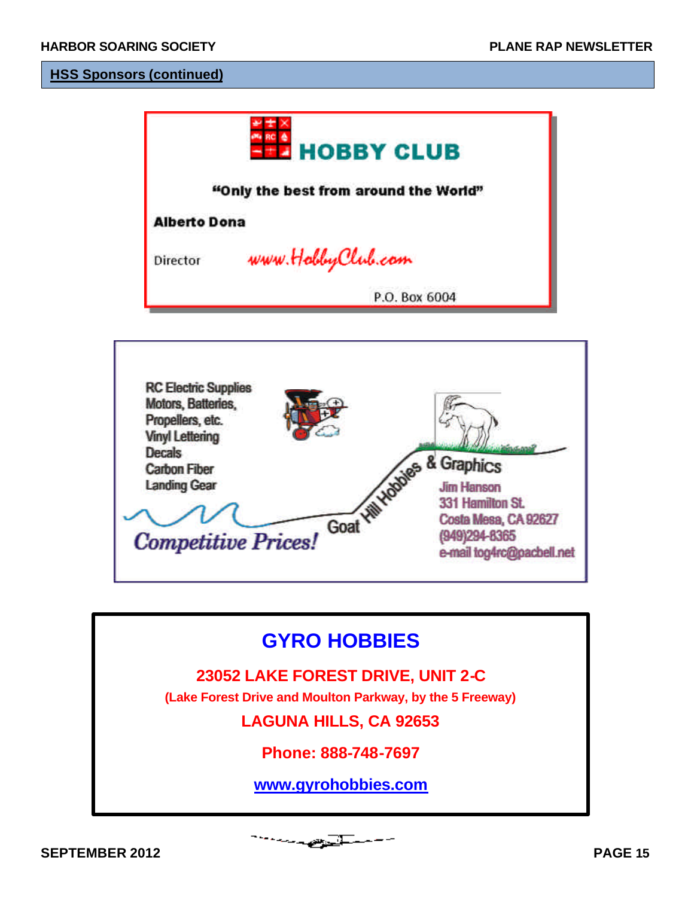## HSS Sponsors (continued)

**HOBBY CLUB**

**"Only the best from around the World"**

**Alberto Dona**

Director www.HobbyClub.com

P.O. Box 6004

RC Electric Supplies
Motors, Batteries,
Propellers, etc.
Vinyl Lettering
Decals
Carbon Fiber
Landing Gear

*Competitive Prices!*

Goat Hill Hobbies & Graphics

Jim Hanson
331 Hamilton St.
Costa Mesa, CA 92627
(949)294-8365
e-mail tog4rc@pacbell.net

## GYRO HOBBIES

**23052 LAKE FOREST DRIVE, UNIT 2-C**

**(Lake Forest Drive and Moulton Parkway, by the 5 Freeway)**

**LAGUNA HILLS, CA 92653**

**Phone: 888-748-7697**

**www.gyrohobbies.com**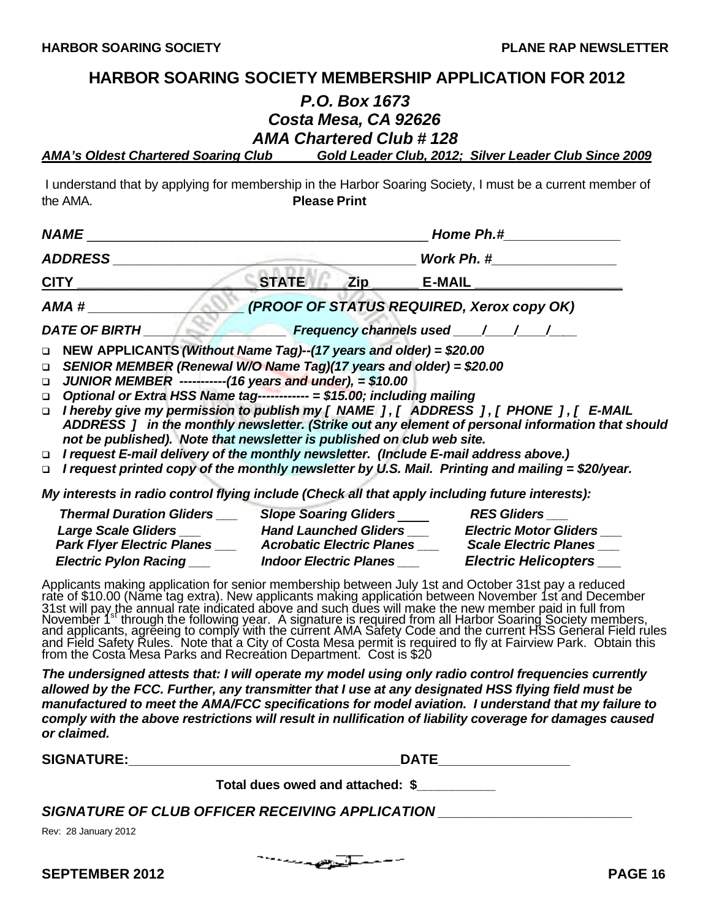# HARBOR SOARING SOCIETY MEMBERSHIP APPLICATION FOR 2012

## *P.O. Box 1673*
## *Costa Mesa, CA 92626*
## *AMA Chartered Club # 128*

***AMA's Oldest Chartered Soaring Club*** ***Gold Leader Club, 2012; Silver Leader Club Since 2009***

I understand that by applying for membership in the Harbor Soaring Society, I must be a current member of the AMA. **Please Print**

***NAME*** _______________________________________________ ***Home Ph.#*** _______________

***ADDRESS*** _________________________________________ ***Work Ph. #*** ________________

**CITY** ______________________ **STATE** ____ **Zip** ______ **E-MAIL** ___________________

***AMA #*** ___________________ ***(PROOF OF STATUS REQUIRED, Xerox copy OK)***

***DATE OF BIRTH*** ________________ ***Frequency channels used*** ____/____/____/____

- **NEW APPLICANTS** ***(Without Name Tag)--(17 years and older) = $20.00***
- ***SENIOR MEMBER (Renewal W/O Name Tag)(17 years and older) = $20.00***
- ***JUNIOR MEMBER -----------(16 years and under), = $10.00***
- ***Optional or Extra HSS Name tag------------ = $15.00; including mailing***
- ***I hereby give my permission to publish my [ NAME ] , [ ADDRESS ] , [ PHONE ] , [ E-MAIL ADDRESS ] in the monthly newsletter. (Strike out any element of personal information that should not be published). Note that newsletter is published on club web site.***
- ***I request E-mail delivery of the monthly newsletter. (Include E-mail address above.)***
- ***I request printed copy of the monthly newsletter by U.S. Mail. Printing and mailing = $20/year.***

***My interests in radio control flying include (Check all that apply including future interests):***

| | | |
|---|---|---|
| ***Thermal Duration Gliders*** ___ | ***Slope Soaring Gliders*** ___ | ***RES Gliders*** ___ |
| ***Large Scale Gliders*** ___ | ***Hand Launched Gliders*** ___ | ***Electric Motor Gliders*** ___ |
| ***Park Flyer Electric Planes*** ___ | ***Acrobatic Electric Planes*** ___ | ***Scale Electric Planes*** ___ |
| ***Electric Pylon Racing*** ___ | ***Indoor Electric Planes*** ___ | ***Electric Helicopters*** ___ |

Applicants making application for senior membership between July 1st and October 31st pay a reduced rate of $10.00 (Name tag extra). New applicants making application between November 1st and December 31st will pay the annual rate indicated above and such dues will make the new member paid in full from November 1st through the following year. A signature is required from all Harbor Soaring Society members, and applicants, agreeing to comply with the current AMA Safety Code and the current HSS General Field rules and Field Safety Rules. Note that a City of Costa Mesa permit is required to fly at Fairview Park. Obtain this from the Costa Mesa Parks and Recreation Department. Cost is $20

***The undersigned attests that: I will operate my model using only radio control frequencies currently allowed by the FCC. Further, any transmitter that I use at any designated HSS flying field must be manufactured to meet the AMA/FCC specifications for model aviation. I understand that my failure to comply with the above restrictions will result in nullification of liability coverage for damages caused or claimed.***

**SIGNATURE:**___________________________________ **DATE**_________________

**Total dues owed and attached: $**___________

***SIGNATURE OF CLUB OFFICER RECEIVING APPLICATION*** _________________________

Rev: 28 January 2012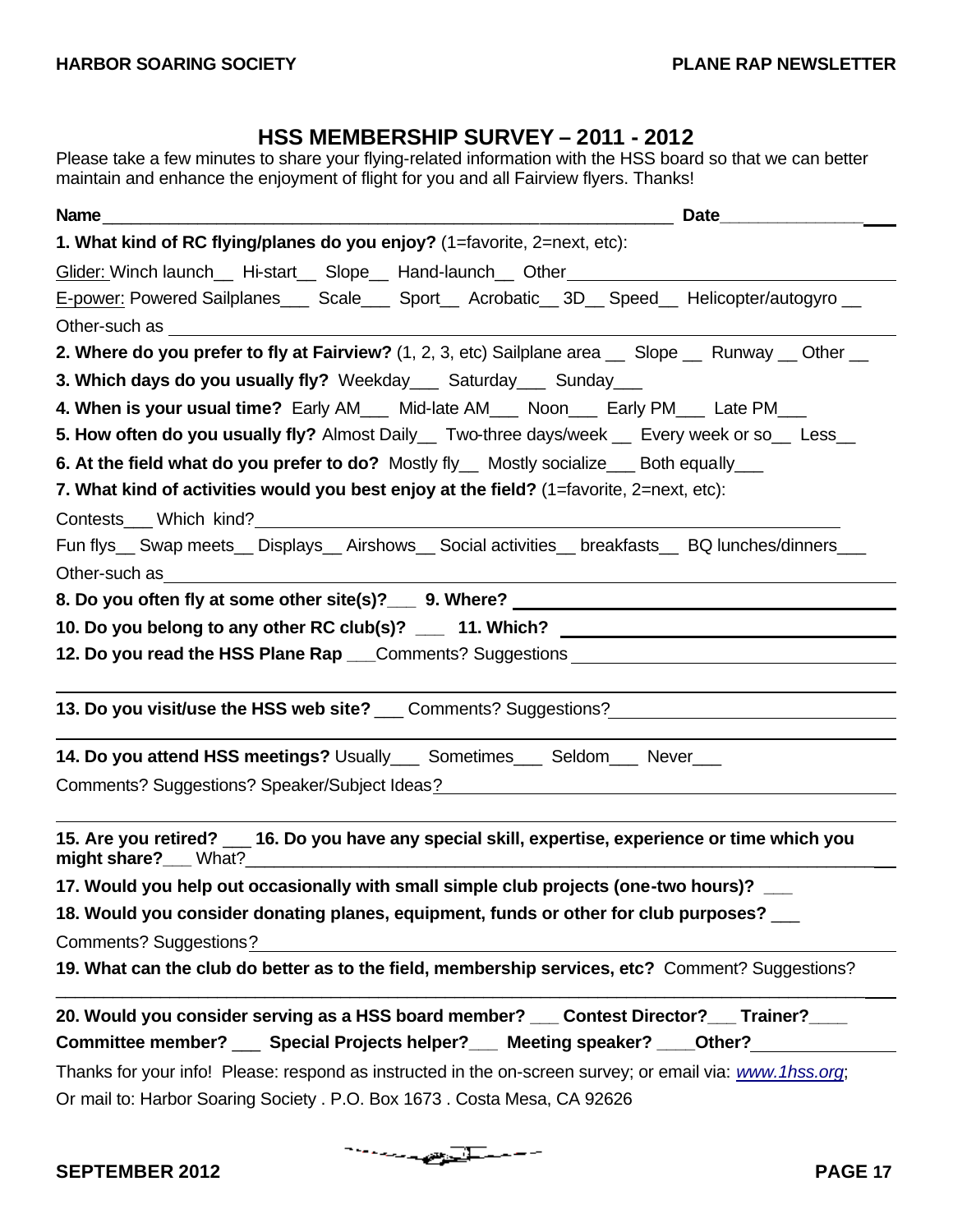# HSS MEMBERSHIP SURVEY – 2011 - 2012

Please take a few minutes to share your flying-related information with the HSS board so that we can better maintain and enhance the enjoyment of flight for you and all Fairview flyers. Thanks!

**Name**\_\_\_\_\_\_\_\_\_\_\_\_\_\_\_\_\_\_\_\_\_\_\_\_\_\_\_\_\_\_\_\_\_\_\_\_\_\_\_\_\_\_\_\_\_\_\_\_ **Date**\_\_\_\_\_\_\_\_\_\_\_\_\_\_\_

**1. What kind of RC flying/planes do you enjoy?** (1=favorite, 2=next, etc):

Glider: Winch launch\_\_ Hi-start\_\_ Slope\_\_ Hand-launch\_\_ Other\_\_\_\_\_\_\_\_\_\_\_\_\_\_\_\_\_\_\_\_

E-power: Powered Sailplanes\_\_\_ Scale\_\_\_ Sport\_\_ Acrobatic\_\_ 3D\_\_ Speed\_\_ Helicopter/autogyro \_\_

Other-such as \_\_\_\_\_\_\_\_\_\_\_\_\_\_\_\_\_\_\_\_\_\_\_\_\_\_\_\_\_\_\_\_\_\_\_\_\_\_\_\_

**2. Where do you prefer to fly at Fairview?** (1, 2, 3, etc) Sailplane area \_\_ Slope \_\_ Runway \_\_ Other \_\_

**3. Which days do you usually fly?** Weekday\_\_\_ Saturday\_\_\_ Sunday\_\_\_

**4. When is your usual time?** Early AM\_\_\_ Mid-late AM\_\_\_ Noon\_\_\_ Early PM\_\_\_ Late PM\_\_\_

**5. How often do you usually fly?** Almost Daily\_\_ Two-three days/week \_\_ Every week or so\_\_ Less\_\_

**6. At the field what do you prefer to do?** Mostly fly\_\_ Mostly socialize\_\_\_ Both equally\_\_\_

**7. What kind of activities would you best enjoy at the field?** (1=favorite, 2=next, etc):

Contests\_\_\_ Which kind?\_\_\_\_\_\_\_\_\_\_\_\_\_\_\_\_\_\_\_\_\_\_\_\_\_\_\_\_\_\_\_\_\_\_\_\_

Fun flys\_\_ Swap meets\_\_ Displays\_\_ Airshows\_\_ Social activities\_\_ breakfasts\_\_ BQ lunches/dinners\_\_\_

Other-such as\_\_\_\_\_\_\_\_\_\_\_\_\_\_\_\_\_\_\_\_\_\_\_\_\_\_\_\_\_\_\_\_\_\_\_\_\_\_\_\_

**8. Do you often fly at some other site(s)?\_\_\_ 9. Where?** \_\_\_\_\_\_\_\_\_\_\_\_\_\_\_\_\_\_\_\_\_\_\_\_\_\_

**10. Do you belong to any other RC club(s)? \_\_\_ 11. Which?** \_\_\_\_\_\_\_\_\_\_\_\_\_\_\_\_\_\_\_\_\_\_\_\_\_\_

**12. Do you read the HSS Plane Rap** \_\_\_Comments? Suggestions \_\_\_\_\_\_\_\_\_\_\_\_\_\_\_\_\_\_\_\_\_\_\_\_\_\_

**13. Do you visit/use the HSS web site?** \_\_\_ Comments? Suggestions?\_\_\_\_\_\_\_\_\_\_\_\_\_\_\_\_\_\_\_\_\_\_\_\_\_\_

**14. Do you attend HSS meetings?** Usually\_\_\_ Sometimes\_\_\_ Seldom\_\_\_ Never\_\_\_

Comments? Suggestions? Speaker/Subject Ideas?\_\_\_\_\_\_\_\_\_\_\_\_\_\_\_\_\_\_\_\_\_\_\_\_\_\_

**15. Are you retired?** \_\_\_ **16. Do you have any special skill, expertise, experience or time which you might share?**\_\_\_ What?\_\_\_\_\_\_\_\_\_\_\_\_\_\_\_\_\_\_\_\_\_\_\_\_\_\_\_\_\_\_\_\_\_\_\_\_

**17. Would you help out occasionally with small simple club projects (one-two hours)? \_\_\_**

**18. Would you consider donating planes, equipment, funds or other for club purposes?** \_\_\_

Comments? Suggestions?\_\_\_\_\_\_\_\_\_\_\_\_\_\_\_\_\_\_\_\_\_\_\_\_\_\_\_\_\_\_\_\_\_\_\_\_

**19. What can the club do better as to the field, membership services, etc?** Comment? Suggestions?

**20. Would you consider serving as a HSS board member? \_\_\_ Contest Director?\_\_\_ Trainer?\_\_\_\_**

**Committee member?** \_\_\_ **Special Projects helper?\_\_\_ Meeting speaker? \_\_\_\_Other?**\_\_\_\_\_\_\_\_\_\_\_\_\_\_

Thanks for your info! Please: respond as instructed in the on-screen survey; or email via: *www.1hss.org*;

Or mail to: Harbor Soaring Society . P.O. Box 1673 . Costa Mesa, CA 92626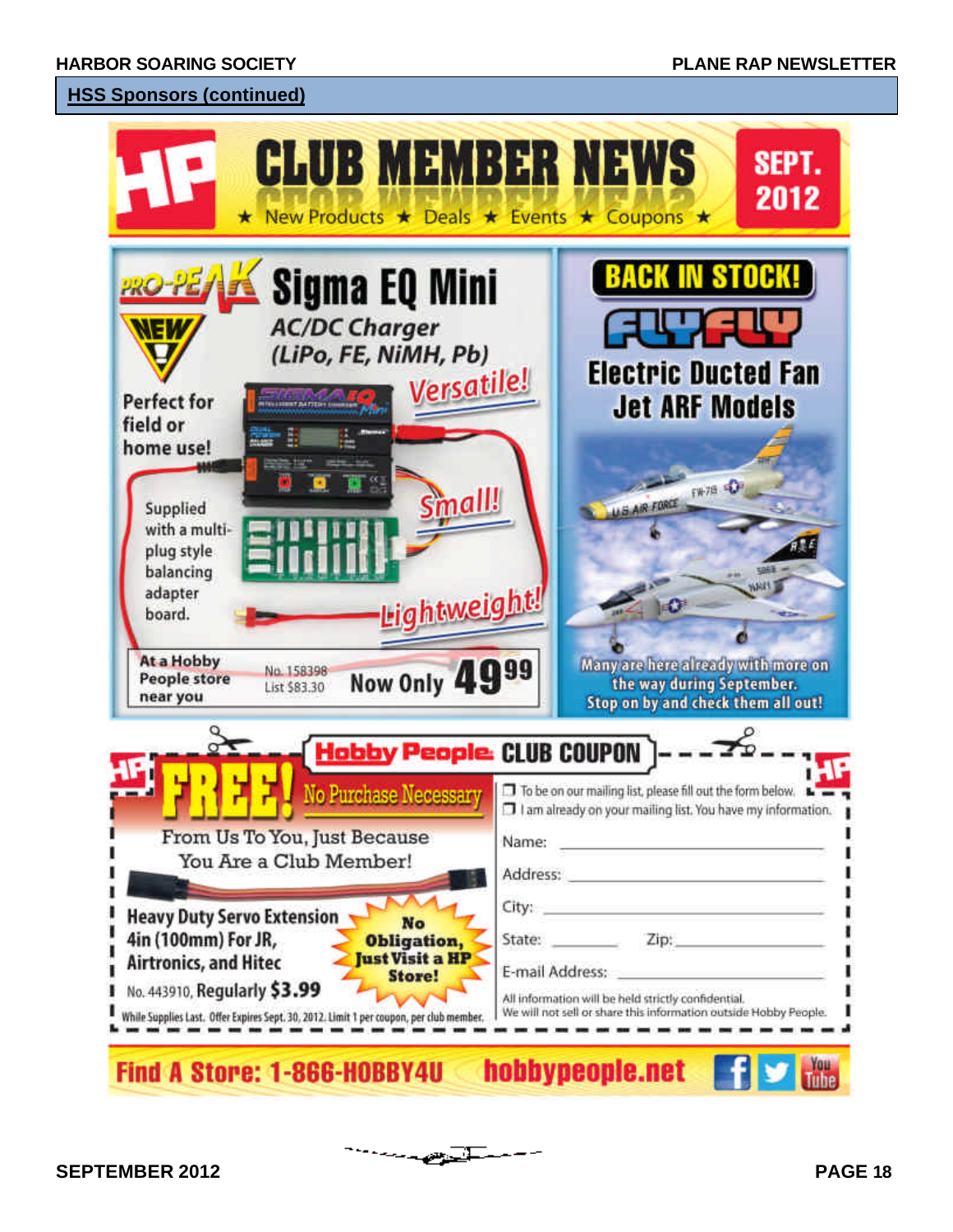## HSS Sponsors (continued)

# CLUB MEMBER NEWS

★ New Products ★ Deals ★ Events ★ Coupons ★

SEPT. 2012

## PRO-PEAK Sigma EQ Mini

NEW!

AC/DC Charger (LiPo, FE, NiMH, Pb)

Perfect for field or home use!

Versatile! Small! Lightweight!

Supplied with a multi-plug style balancing adapter board.

At a Hobby People store near you

No. 158398
List $83.30

Now Only 49.99

## BACK IN STOCK!

## FLYFLY

### Electric Ducted Fan Jet ARF Models

Many are here already with more on the way during September. Stop on by and check them all out!

## Hobby People CLUB COUPON

**FREE!** No Purchase Necessary

From Us To You, Just Because You Are a Club Member!

Heavy Duty Servo Extension 4in (100mm) For JR, Airtronics, and Hitec

No. 443910, Regularly $3.99

No Obligation, Just Visit a HP Store!

While Supplies Last. Offer Expires Sept. 30, 2012. Limit 1 per coupon, per club member.

- ☐ To be on our mailing list, please fill out the form below.
- ☐ I am already on your mailing list. You have my information.

Name: ______________________

Address: ______________________

City: ______________________

State: ________ Zip: ____________

E-mail Address: ______________________

All information will be held strictly confidential.
We will not sell or share this information outside Hobby People.

Find A Store: 1-866-HOBBY4U hobbypeople.net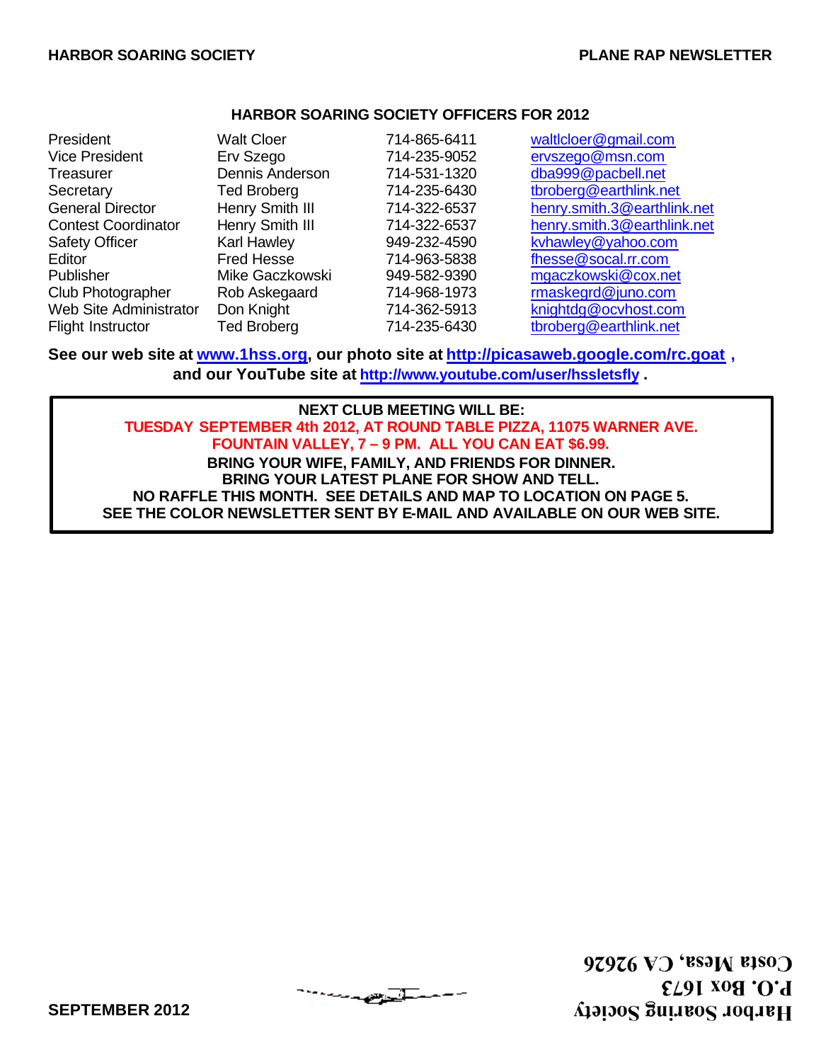## HARBOR SOARING SOCIETY OFFICERS FOR 2012

| | | | |
|---|---|---|---|
| President | Walt Cloer | 714-865-6411 | waltlcloer@gmail.com |
| Vice President | Erv Szego | 714-235-9052 | ervszego@msn.com |
| Treasurer | Dennis Anderson | 714-531-1320 | dba999@pacbell.net |
| Secretary | Ted Broberg | 714-235-6430 | tbroberg@earthlink.net |
| General Director | Henry Smith III | 714-322-6537 | henry.smith.3@earthlink.net |
| Contest Coordinator | Henry Smith III | 714-322-6537 | henry.smith.3@earthlink.net |
| Safety Officer | Karl Hawley | 949-232-4590 | kvhawley@yahoo.com |
| Editor | Fred Hesse | 714-963-5838 | fhesse@socal.rr.com |
| Publisher | Mike Gaczkowski | 949-582-9390 | mgaczkowski@cox.net |
| Club Photographer | Rob Askegaard | 714-968-1973 | rmaskegrd@juno.com |
| Web Site Administrator | Don Knight | 714-362-5913 | knightdg@ocvhost.com |
| Flight Instructor | Ted Broberg | 714-235-6430 | tbroberg@earthlink.net |

**See our web site at www.1hss.org, our photo site at http://picasaweb.google.com/rc.goat , and our YouTube site at http://www.youtube.com/user/hssletsfly .**

**NEXT CLUB MEETING WILL BE:**
**TUESDAY SEPTEMBER 4th 2012, AT ROUND TABLE PIZZA, 11075 WARNER AVE. FOUNTAIN VALLEY, 7 – 9 PM. ALL YOU CAN EAT $6.99.**
**BRING YOUR WIFE, FAMILY, AND FRIENDS FOR DINNER.**
**BRING YOUR LATEST PLANE FOR SHOW AND TELL.**
**NO RAFFLE THIS MONTH. SEE DETAILS AND MAP TO LOCATION ON PAGE 5.**
**SEE THE COLOR NEWSLETTER SENT BY E-MAIL AND AVAILABLE ON OUR WEB SITE.**

**Harbor Soaring Society**
**P.O. Box 1673**
**Costa Mesa, CA 92626**

**SEPTEMBER 2012**